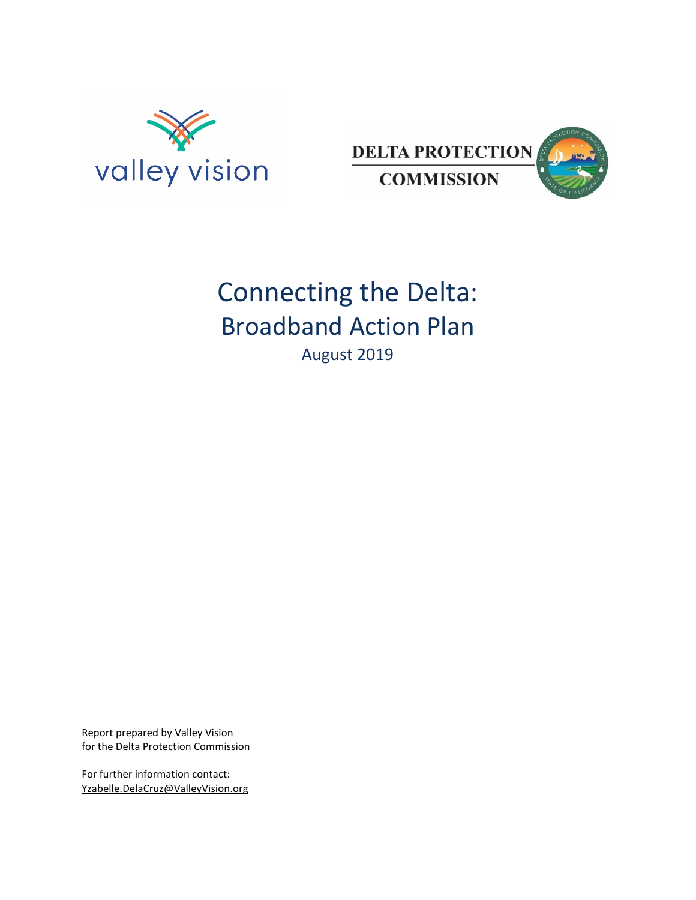valley vision

DELTA PROTECTION COMMISSION

# Connecting the Delta:
## Broadband Action Plan
August 2019

Report prepared by Valley Vision
for the Delta Protection Commission

For further information contact:
Yzabelle.DelaCruz@ValleyVision.org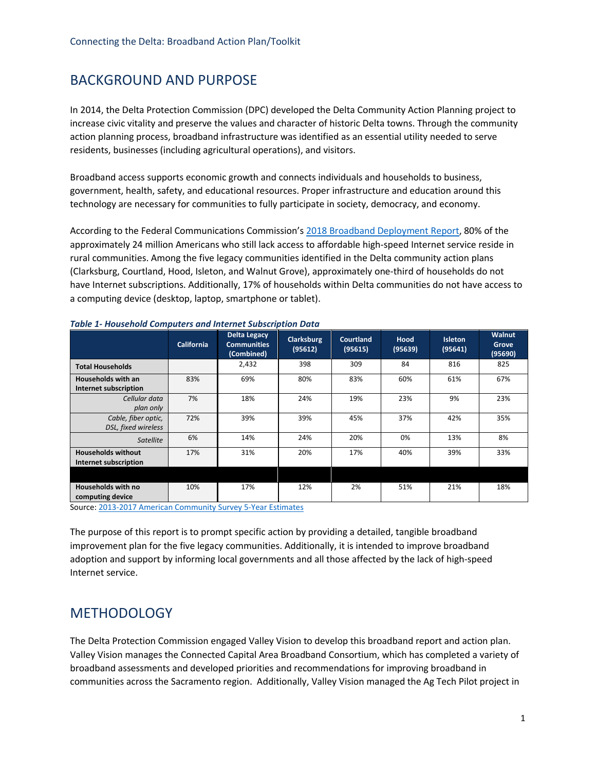## BACKGROUND AND PURPOSE

In 2014, the Delta Protection Commission (DPC) developed the Delta Community Action Planning project to increase civic vitality and preserve the values and character of historic Delta towns. Through the community action planning process, broadband infrastructure was identified as an essential utility needed to serve residents, businesses (including agricultural operations), and visitors.

Broadband access supports economic growth and connects individuals and households to business, government, health, safety, and educational resources. Proper infrastructure and education around this technology are necessary for communities to fully participate in society, democracy, and economy.

According to the Federal Communications Commission's 2018 Broadband Deployment Report, 80% of the approximately 24 million Americans who still lack access to affordable high-speed Internet service reside in rural communities. Among the five legacy communities identified in the Delta community action plans (Clarksburg, Courtland, Hood, Isleton, and Walnut Grove), approximately one-third of households do not have Internet subscriptions. Additionally, 17% of households within Delta communities do not have access to a computing device (desktop, laptop, smartphone or tablet).

***Table 1- Household Computers and Internet Subscription Data***

| | California | Delta Legacy Communities (Combined) | Clarksburg (95612) | Courtland (95615) | Hood (95639) | Isleton (95641) | Walnut Grove (95690) |
|---|---|---|---|---|---|---|---|
| **Total Households** | | 2,432 | 398 | 309 | 84 | 816 | 825 |
| **Households with an Internet subscription** | 83% | 69% | 80% | 83% | 60% | 61% | 67% |
| *Cellular data plan only* | 7% | 18% | 24% | 19% | 23% | 9% | 23% |
| *Cable, fiber optic, DSL, fixed wireless* | 72% | 39% | 39% | 45% | 37% | 42% | 35% |
| *Satellite* | 6% | 14% | 24% | 20% | 0% | 13% | 8% |
| **Households without Internet subscription** | 17% | 31% | 20% | 17% | 40% | 39% | 33% |
| | | | | | | | |
| **Households with no computing device** | 10% | 17% | 12% | 2% | 51% | 21% | 18% |

Source: 2013-2017 American Community Survey 5-Year Estimates

The purpose of this report is to prompt specific action by providing a detailed, tangible broadband improvement plan for the five legacy communities. Additionally, it is intended to improve broadband adoption and support by informing local governments and all those affected by the lack of high-speed Internet service.

## METHODOLOGY

The Delta Protection Commission engaged Valley Vision to develop this broadband report and action plan. Valley Vision manages the Connected Capital Area Broadband Consortium, which has completed a variety of broadband assessments and developed priorities and recommendations for improving broadband in communities across the Sacramento region. Additionally, Valley Vision managed the Ag Tech Pilot project in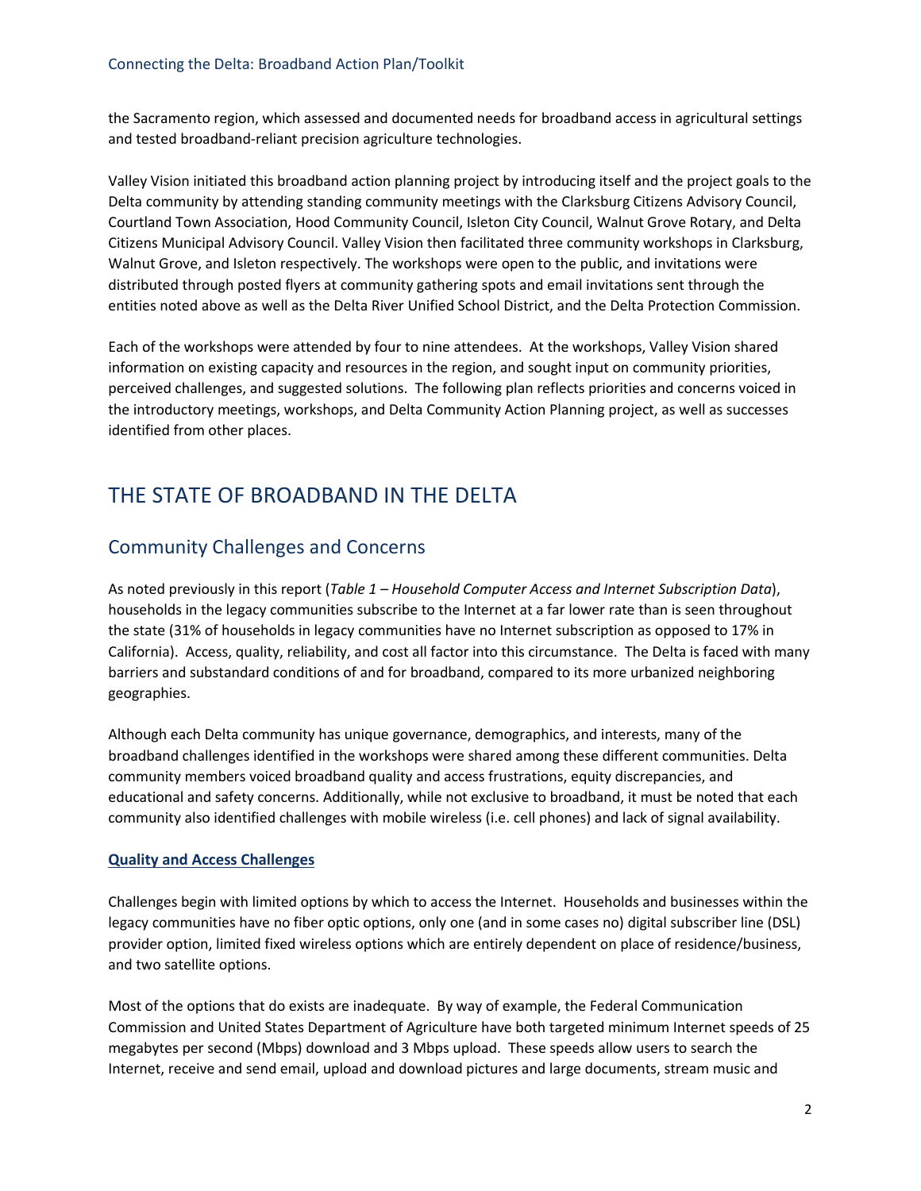the Sacramento region, which assessed and documented needs for broadband access in agricultural settings and tested broadband-reliant precision agriculture technologies.

Valley Vision initiated this broadband action planning project by introducing itself and the project goals to the Delta community by attending standing community meetings with the Clarksburg Citizens Advisory Council, Courtland Town Association, Hood Community Council, Isleton City Council, Walnut Grove Rotary, and Delta Citizens Municipal Advisory Council. Valley Vision then facilitated three community workshops in Clarksburg, Walnut Grove, and Isleton respectively. The workshops were open to the public, and invitations were distributed through posted flyers at community gathering spots and email invitations sent through the entities noted above as well as the Delta River Unified School District, and the Delta Protection Commission.

Each of the workshops were attended by four to nine attendees. At the workshops, Valley Vision shared information on existing capacity and resources in the region, and sought input on community priorities, perceived challenges, and suggested solutions. The following plan reflects priorities and concerns voiced in the introductory meetings, workshops, and Delta Community Action Planning project, as well as successes identified from other places.

# THE STATE OF BROADBAND IN THE DELTA

## Community Challenges and Concerns

As noted previously in this report (*Table 1 – Household Computer Access and Internet Subscription Data*), households in the legacy communities subscribe to the Internet at a far lower rate than is seen throughout the state (31% of households in legacy communities have no Internet subscription as opposed to 17% in California). Access, quality, reliability, and cost all factor into this circumstance. The Delta is faced with many barriers and substandard conditions of and for broadband, compared to its more urbanized neighboring geographies.

Although each Delta community has unique governance, demographics, and interests, many of the broadband challenges identified in the workshops were shared among these different communities. Delta community members voiced broadband quality and access frustrations, equity discrepancies, and educational and safety concerns. Additionally, while not exclusive to broadband, it must be noted that each community also identified challenges with mobile wireless (i.e. cell phones) and lack of signal availability.

### Quality and Access Challenges

Challenges begin with limited options by which to access the Internet. Households and businesses within the legacy communities have no fiber optic options, only one (and in some cases no) digital subscriber line (DSL) provider option, limited fixed wireless options which are entirely dependent on place of residence/business, and two satellite options.

Most of the options that do exists are inadequate. By way of example, the Federal Communication Commission and United States Department of Agriculture have both targeted minimum Internet speeds of 25 megabytes per second (Mbps) download and 3 Mbps upload. These speeds allow users to search the Internet, receive and send email, upload and download pictures and large documents, stream music and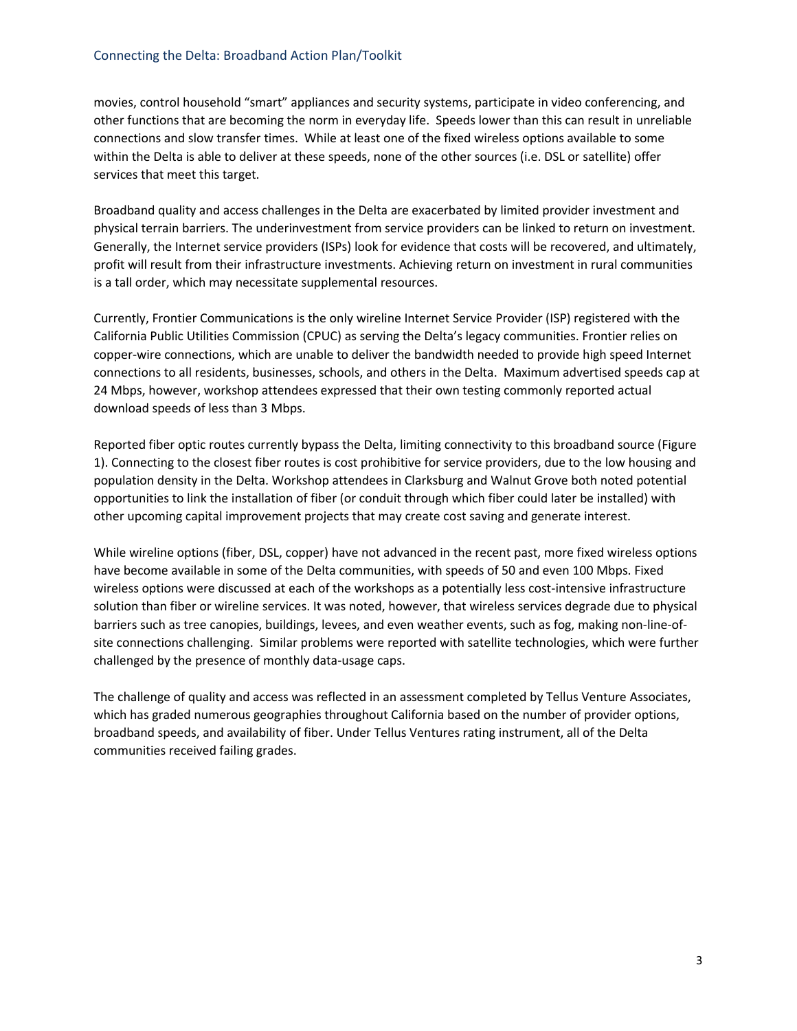movies, control household "smart" appliances and security systems, participate in video conferencing, and other functions that are becoming the norm in everyday life. Speeds lower than this can result in unreliable connections and slow transfer times. While at least one of the fixed wireless options available to some within the Delta is able to deliver at these speeds, none of the other sources (i.e. DSL or satellite) offer services that meet this target.

Broadband quality and access challenges in the Delta are exacerbated by limited provider investment and physical terrain barriers. The underinvestment from service providers can be linked to return on investment. Generally, the Internet service providers (ISPs) look for evidence that costs will be recovered, and ultimately, profit will result from their infrastructure investments. Achieving return on investment in rural communities is a tall order, which may necessitate supplemental resources.

Currently, Frontier Communications is the only wireline Internet Service Provider (ISP) registered with the California Public Utilities Commission (CPUC) as serving the Delta's legacy communities. Frontier relies on copper-wire connections, which are unable to deliver the bandwidth needed to provide high speed Internet connections to all residents, businesses, schools, and others in the Delta. Maximum advertised speeds cap at 24 Mbps, however, workshop attendees expressed that their own testing commonly reported actual download speeds of less than 3 Mbps.

Reported fiber optic routes currently bypass the Delta, limiting connectivity to this broadband source (Figure 1). Connecting to the closest fiber routes is cost prohibitive for service providers, due to the low housing and population density in the Delta. Workshop attendees in Clarksburg and Walnut Grove both noted potential opportunities to link the installation of fiber (or conduit through which fiber could later be installed) with other upcoming capital improvement projects that may create cost saving and generate interest.

While wireline options (fiber, DSL, copper) have not advanced in the recent past, more fixed wireless options have become available in some of the Delta communities, with speeds of 50 and even 100 Mbps. Fixed wireless options were discussed at each of the workshops as a potentially less cost-intensive infrastructure solution than fiber or wireline services. It was noted, however, that wireless services degrade due to physical barriers such as tree canopies, buildings, levees, and even weather events, such as fog, making non-line-of-site connections challenging. Similar problems were reported with satellite technologies, which were further challenged by the presence of monthly data-usage caps.

The challenge of quality and access was reflected in an assessment completed by Tellus Venture Associates, which has graded numerous geographies throughout California based on the number of provider options, broadband speeds, and availability of fiber. Under Tellus Ventures rating instrument, all of the Delta communities received failing grades.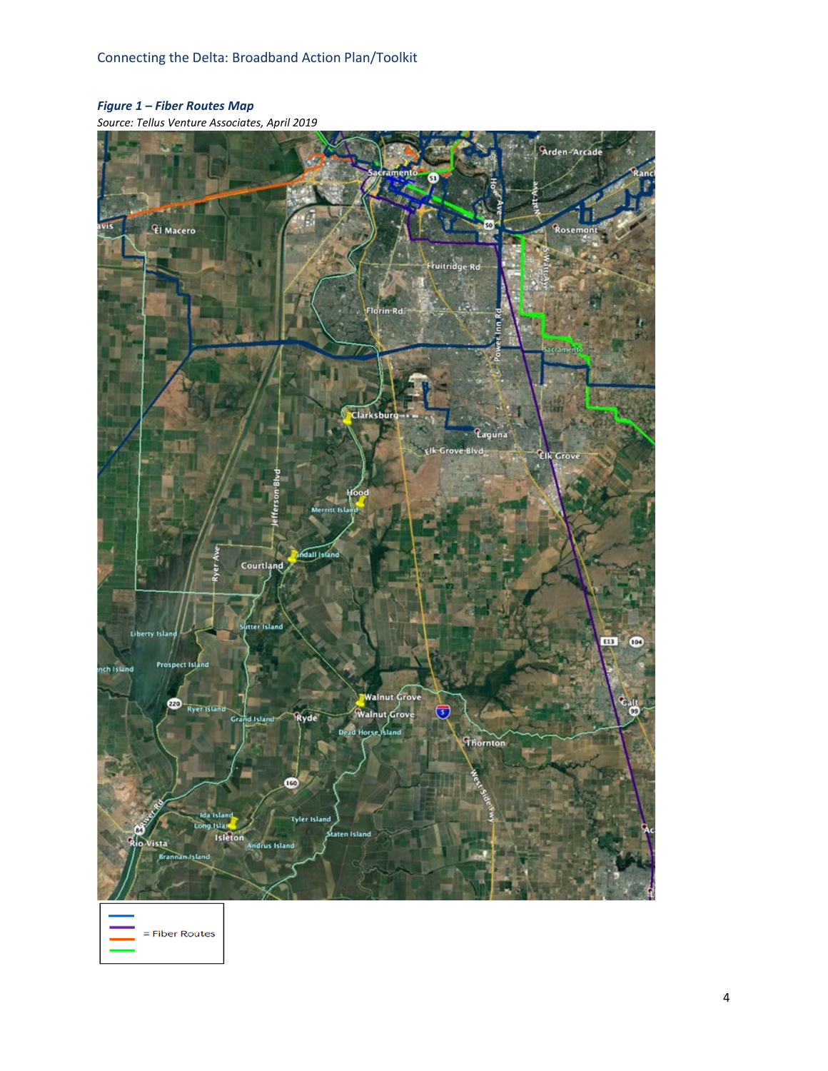***Figure 1 – Fiber Routes Map***

*Source: Tellus Venture Associates, April 2019*

= Fiber Routes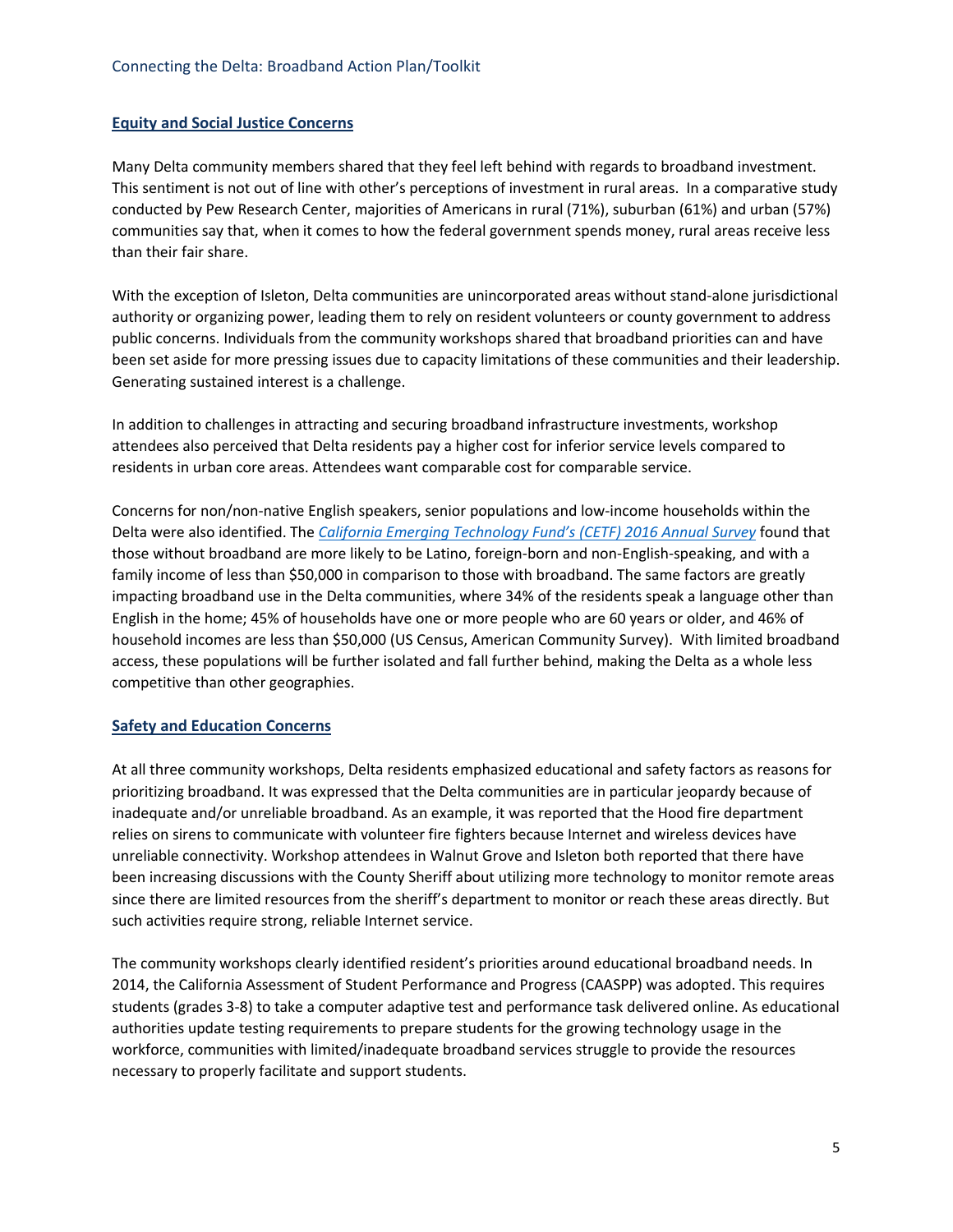## Equity and Social Justice Concerns

Many Delta community members shared that they feel left behind with regards to broadband investment. This sentiment is not out of line with other's perceptions of investment in rural areas. In a comparative study conducted by Pew Research Center, majorities of Americans in rural (71%), suburban (61%) and urban (57%) communities say that, when it comes to how the federal government spends money, rural areas receive less than their fair share.

With the exception of Isleton, Delta communities are unincorporated areas without stand-alone jurisdictional authority or organizing power, leading them to rely on resident volunteers or county government to address public concerns. Individuals from the community workshops shared that broadband priorities can and have been set aside for more pressing issues due to capacity limitations of these communities and their leadership. Generating sustained interest is a challenge.

In addition to challenges in attracting and securing broadband infrastructure investments, workshop attendees also perceived that Delta residents pay a higher cost for inferior service levels compared to residents in urban core areas. Attendees want comparable cost for comparable service.

Concerns for non/non-native English speakers, senior populations and low-income households within the Delta were also identified. The *California Emerging Technology Fund's (CETF) 2016 Annual Survey* found that those without broadband are more likely to be Latino, foreign-born and non-English-speaking, and with a family income of less than $50,000 in comparison to those with broadband. The same factors are greatly impacting broadband use in the Delta communities, where 34% of the residents speak a language other than English in the home; 45% of households have one or more people who are 60 years or older, and 46% of household incomes are less than $50,000 (US Census, American Community Survey). With limited broadband access, these populations will be further isolated and fall further behind, making the Delta as a whole less competitive than other geographies.

## Safety and Education Concerns

At all three community workshops, Delta residents emphasized educational and safety factors as reasons for prioritizing broadband. It was expressed that the Delta communities are in particular jeopardy because of inadequate and/or unreliable broadband. As an example, it was reported that the Hood fire department relies on sirens to communicate with volunteer fire fighters because Internet and wireless devices have unreliable connectivity. Workshop attendees in Walnut Grove and Isleton both reported that there have been increasing discussions with the County Sheriff about utilizing more technology to monitor remote areas since there are limited resources from the sheriff's department to monitor or reach these areas directly. But such activities require strong, reliable Internet service.

The community workshops clearly identified resident's priorities around educational broadband needs. In 2014, the California Assessment of Student Performance and Progress (CAASPP) was adopted. This requires students (grades 3-8) to take a computer adaptive test and performance task delivered online. As educational authorities update testing requirements to prepare students for the growing technology usage in the workforce, communities with limited/inadequate broadband services struggle to provide the resources necessary to properly facilitate and support students.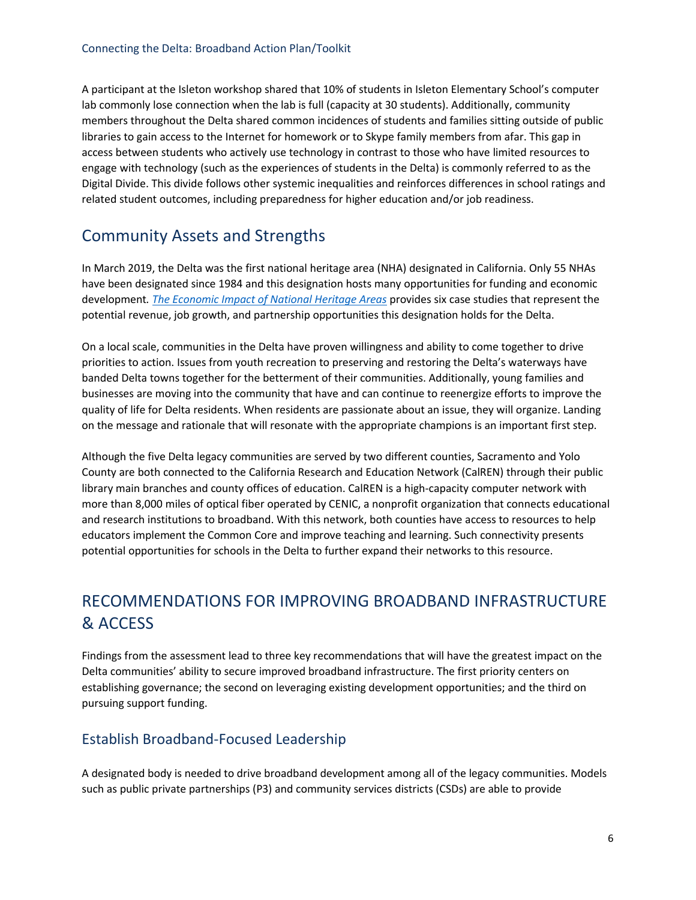A participant at the Isleton workshop shared that 10% of students in Isleton Elementary School's computer lab commonly lose connection when the lab is full (capacity at 30 students). Additionally, community members throughout the Delta shared common incidences of students and families sitting outside of public libraries to gain access to the Internet for homework or to Skype family members from afar. This gap in access between students who actively use technology in contrast to those who have limited resources to engage with technology (such as the experiences of students in the Delta) is commonly referred to as the Digital Divide. This divide follows other systemic inequalities and reinforces differences in school ratings and related student outcomes, including preparedness for higher education and/or job readiness.

## Community Assets and Strengths

In March 2019, the Delta was the first national heritage area (NHA) designated in California. Only 55 NHAs have been designated since 1984 and this designation hosts many opportunities for funding and economic development. *The Economic Impact of National Heritage Areas* provides six case studies that represent the potential revenue, job growth, and partnership opportunities this designation holds for the Delta.

On a local scale, communities in the Delta have proven willingness and ability to come together to drive priorities to action. Issues from youth recreation to preserving and restoring the Delta's waterways have banded Delta towns together for the betterment of their communities. Additionally, young families and businesses are moving into the community that have and can continue to reenergize efforts to improve the quality of life for Delta residents. When residents are passionate about an issue, they will organize. Landing on the message and rationale that will resonate with the appropriate champions is an important first step.

Although the five Delta legacy communities are served by two different counties, Sacramento and Yolo County are both connected to the California Research and Education Network (CalREN) through their public library main branches and county offices of education. CalREN is a high-capacity computer network with more than 8,000 miles of optical fiber operated by CENIC, a nonprofit organization that connects educational and research institutions to broadband. With this network, both counties have access to resources to help educators implement the Common Core and improve teaching and learning. Such connectivity presents potential opportunities for schools in the Delta to further expand their networks to this resource.

# RECOMMENDATIONS FOR IMPROVING BROADBAND INFRASTRUCTURE & ACCESS

Findings from the assessment lead to three key recommendations that will have the greatest impact on the Delta communities' ability to secure improved broadband infrastructure. The first priority centers on establishing governance; the second on leveraging existing development opportunities; and the third on pursuing support funding.

## Establish Broadband-Focused Leadership

A designated body is needed to drive broadband development among all of the legacy communities. Models such as public private partnerships (P3) and community services districts (CSDs) are able to provide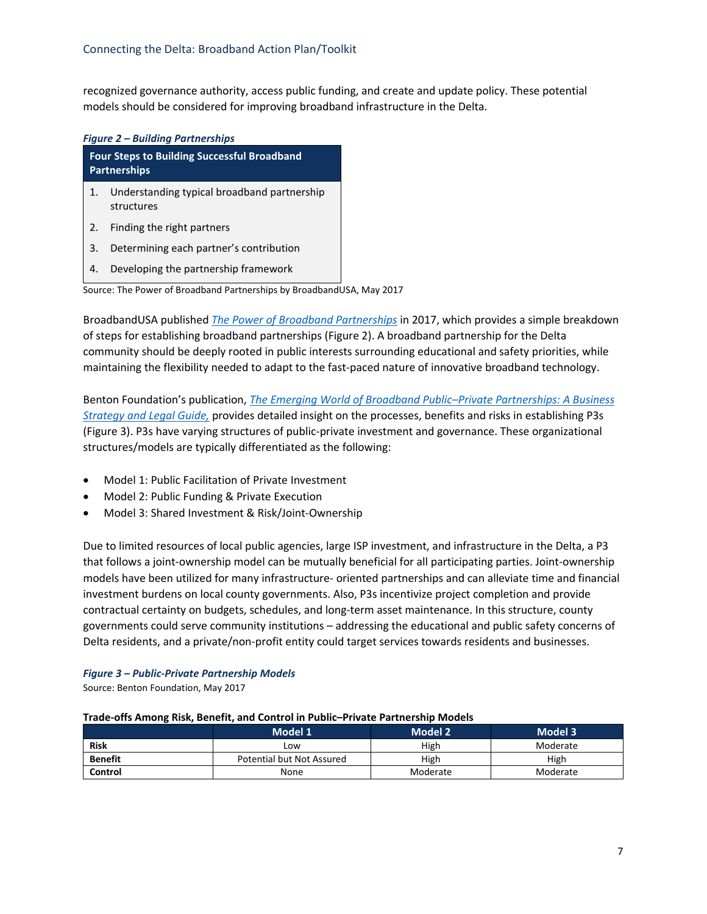recognized governance authority, access public funding, and create and update policy. These potential models should be considered for improving broadband infrastructure in the Delta.

***Figure 2 – Building Partnerships***

| Four Steps to Building Successful Broadband Partnerships |
|---|
| 1. Understanding typical broadband partnership structures |
| 2. Finding the right partners |
| 3. Determining each partner's contribution |
| 4. Developing the partnership framework |

Source: The Power of Broadband Partnerships by BroadbandUSA, May 2017

BroadbandUSA published *The Power of Broadband Partnerships* in 2017, which provides a simple breakdown of steps for establishing broadband partnerships (Figure 2). A broadband partnership for the Delta community should be deeply rooted in public interests surrounding educational and safety priorities, while maintaining the flexibility needed to adapt to the fast-paced nature of innovative broadband technology.

Benton Foundation's publication, *The Emerging World of Broadband Public–Private Partnerships: A Business Strategy and Legal Guide,* provides detailed insight on the processes, benefits and risks in establishing P3s (Figure 3). P3s have varying structures of public-private investment and governance. These organizational structures/models are typically differentiated as the following:

- Model 1: Public Facilitation of Private Investment
- Model 2: Public Funding & Private Execution
- Model 3: Shared Investment & Risk/Joint-Ownership

Due to limited resources of local public agencies, large ISP investment, and infrastructure in the Delta, a P3 that follows a joint-ownership model can be mutually beneficial for all participating parties. Joint-ownership models have been utilized for many infrastructure- oriented partnerships and can alleviate time and financial investment burdens on local county governments. Also, P3s incentivize project completion and provide contractual certainty on budgets, schedules, and long-term asset maintenance. In this structure, county governments could serve community institutions – addressing the educational and public safety concerns of Delta residents, and a private/non-profit entity could target services towards residents and businesses.

***Figure 3 – Public-Private Partnership Models***

Source: Benton Foundation, May 2017

**Trade-offs Among Risk, Benefit, and Control in Public–Private Partnership Models**

| | Model 1 | Model 2 | Model 3 |
|---|---|---|---|
| **Risk** | Low | High | Moderate |
| **Benefit** | Potential but Not Assured | High | High |
| **Control** | None | Moderate | Moderate |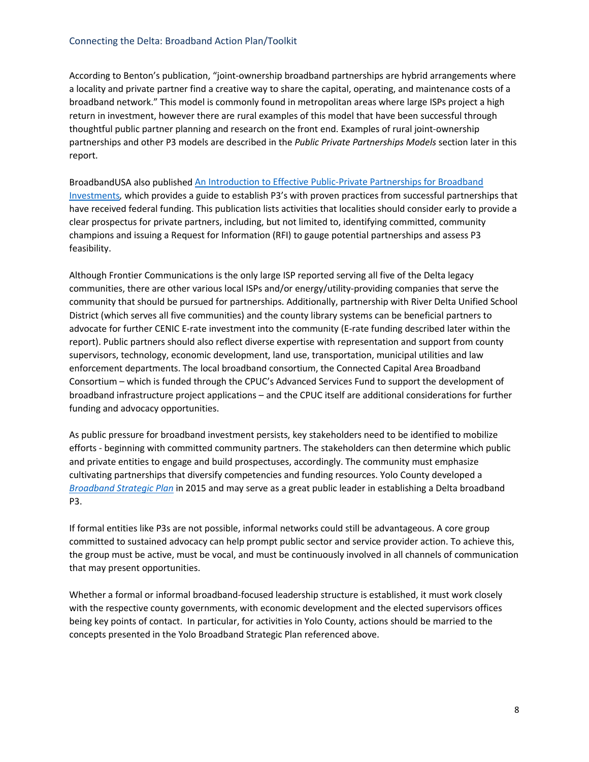According to Benton's publication, "joint-ownership broadband partnerships are hybrid arrangements where a locality and private partner find a creative way to share the capital, operating, and maintenance costs of a broadband network." This model is commonly found in metropolitan areas where large ISPs project a high return in investment, however there are rural examples of this model that have been successful through thoughtful public partner planning and research on the front end. Examples of rural joint-ownership partnerships and other P3 models are described in the *Public Private Partnerships Models* section later in this report.

BroadbandUSA also published [An Introduction to Effective Public-Private Partnerships for Broadband Investments](), which provides a guide to establish P3's with proven practices from successful partnerships that have received federal funding. This publication lists activities that localities should consider early to provide a clear prospectus for private partners, including, but not limited to, identifying committed, community champions and issuing a Request for Information (RFI) to gauge potential partnerships and assess P3 feasibility.

Although Frontier Communications is the only large ISP reported serving all five of the Delta legacy communities, there are other various local ISPs and/or energy/utility-providing companies that serve the community that should be pursued for partnerships. Additionally, partnership with River Delta Unified School District (which serves all five communities) and the county library systems can be beneficial partners to advocate for further CENIC E-rate investment into the community (E-rate funding described later within the report). Public partners should also reflect diverse expertise with representation and support from county supervisors, technology, economic development, land use, transportation, municipal utilities and law enforcement departments. The local broadband consortium, the Connected Capital Area Broadband Consortium – which is funded through the CPUC's Advanced Services Fund to support the development of broadband infrastructure project applications – and the CPUC itself are additional considerations for further funding and advocacy opportunities.

As public pressure for broadband investment persists, key stakeholders need to be identified to mobilize efforts - beginning with committed community partners. The stakeholders can then determine which public and private entities to engage and build prospectuses, accordingly. The community must emphasize cultivating partnerships that diversify competencies and funding resources. Yolo County developed a *Broadband Strategic Plan* in 2015 and may serve as a great public leader in establishing a Delta broadband P3.

If formal entities like P3s are not possible, informal networks could still be advantageous. A core group committed to sustained advocacy can help prompt public sector and service provider action. To achieve this, the group must be active, must be vocal, and must be continuously involved in all channels of communication that may present opportunities.

Whether a formal or informal broadband-focused leadership structure is established, it must work closely with the respective county governments, with economic development and the elected supervisors offices being key points of contact. In particular, for activities in Yolo County, actions should be married to the concepts presented in the Yolo Broadband Strategic Plan referenced above.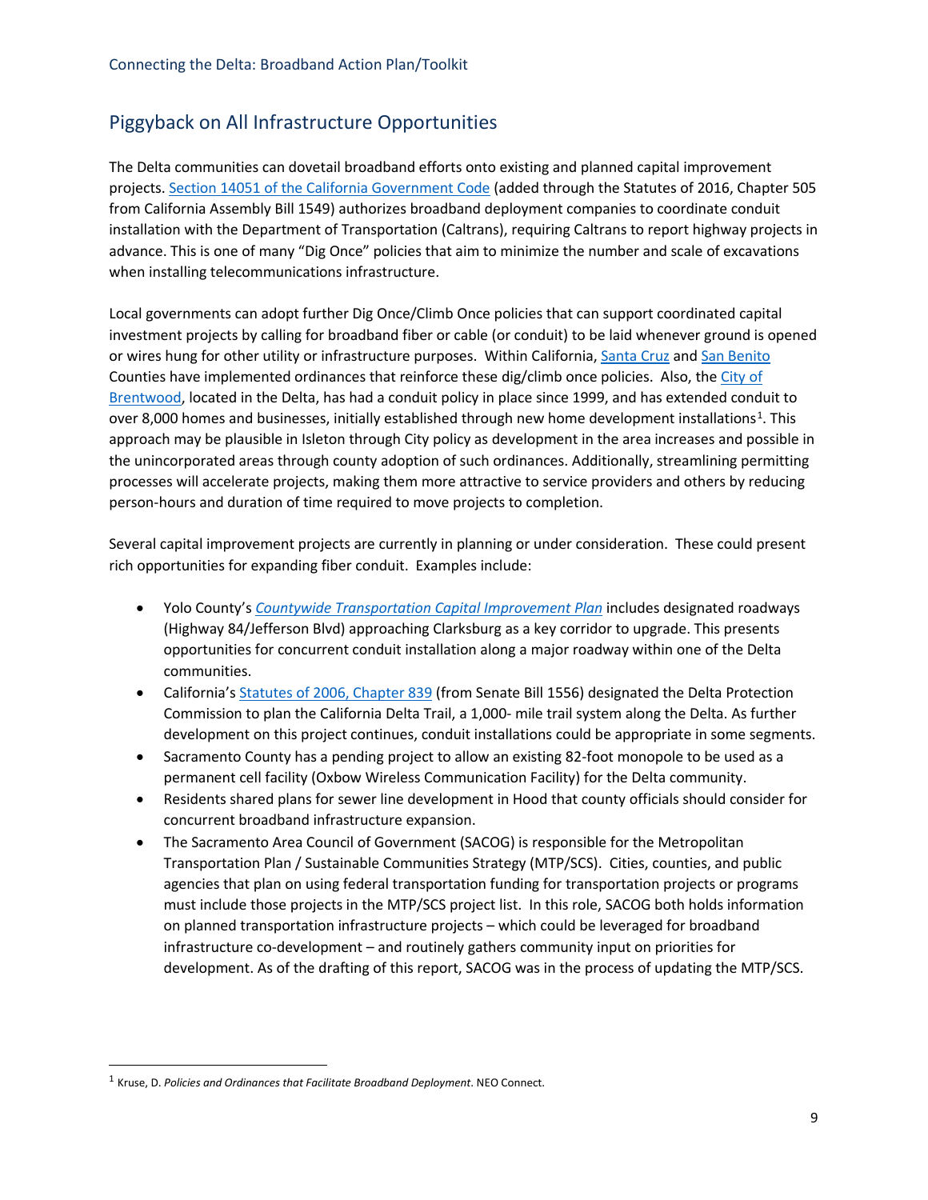## Piggyback on All Infrastructure Opportunities

The Delta communities can dovetail broadband efforts onto existing and planned capital improvement projects. Section 14051 of the California Government Code (added through the Statutes of 2016, Chapter 505 from California Assembly Bill 1549) authorizes broadband deployment companies to coordinate conduit installation with the Department of Transportation (Caltrans), requiring Caltrans to report highway projects in advance. This is one of many "Dig Once" policies that aim to minimize the number and scale of excavations when installing telecommunications infrastructure.

Local governments can adopt further Dig Once/Climb Once policies that can support coordinated capital investment projects by calling for broadband fiber or cable (or conduit) to be laid whenever ground is opened or wires hung for other utility or infrastructure purposes. Within California, Santa Cruz and San Benito Counties have implemented ordinances that reinforce these dig/climb once policies. Also, the City of Brentwood, located in the Delta, has had a conduit policy in place since 1999, and has extended conduit to over 8,000 homes and businesses, initially established through new home development installations[1]. This approach may be plausible in Isleton through City policy as development in the area increases and possible in the unincorporated areas through county adoption of such ordinances. Additionally, streamlining permitting processes will accelerate projects, making them more attractive to service providers and others by reducing person-hours and duration of time required to move projects to completion.

Several capital improvement projects are currently in planning or under consideration. These could present rich opportunities for expanding fiber conduit. Examples include:

- Yolo County's *Countywide Transportation Capital Improvement Plan* includes designated roadways (Highway 84/Jefferson Blvd) approaching Clarksburg as a key corridor to upgrade. This presents opportunities for concurrent conduit installation along a major roadway within one of the Delta communities.
- California's Statutes of 2006, Chapter 839 (from Senate Bill 1556) designated the Delta Protection Commission to plan the California Delta Trail, a 1,000- mile trail system along the Delta. As further development on this project continues, conduit installations could be appropriate in some segments.
- Sacramento County has a pending project to allow an existing 82-foot monopole to be used as a permanent cell facility (Oxbow Wireless Communication Facility) for the Delta community.
- Residents shared plans for sewer line development in Hood that county officials should consider for concurrent broadband infrastructure expansion.
- The Sacramento Area Council of Government (SACOG) is responsible for the Metropolitan Transportation Plan / Sustainable Communities Strategy (MTP/SCS). Cities, counties, and public agencies that plan on using federal transportation funding for transportation projects or programs must include those projects in the MTP/SCS project list. In this role, SACOG both holds information on planned transportation infrastructure projects – which could be leveraged for broadband infrastructure co-development – and routinely gathers community input on priorities for development. As of the drafting of this report, SACOG was in the process of updating the MTP/SCS.

[1] Kruse, D. *Policies and Ordinances that Facilitate Broadband Deployment*. NEO Connect.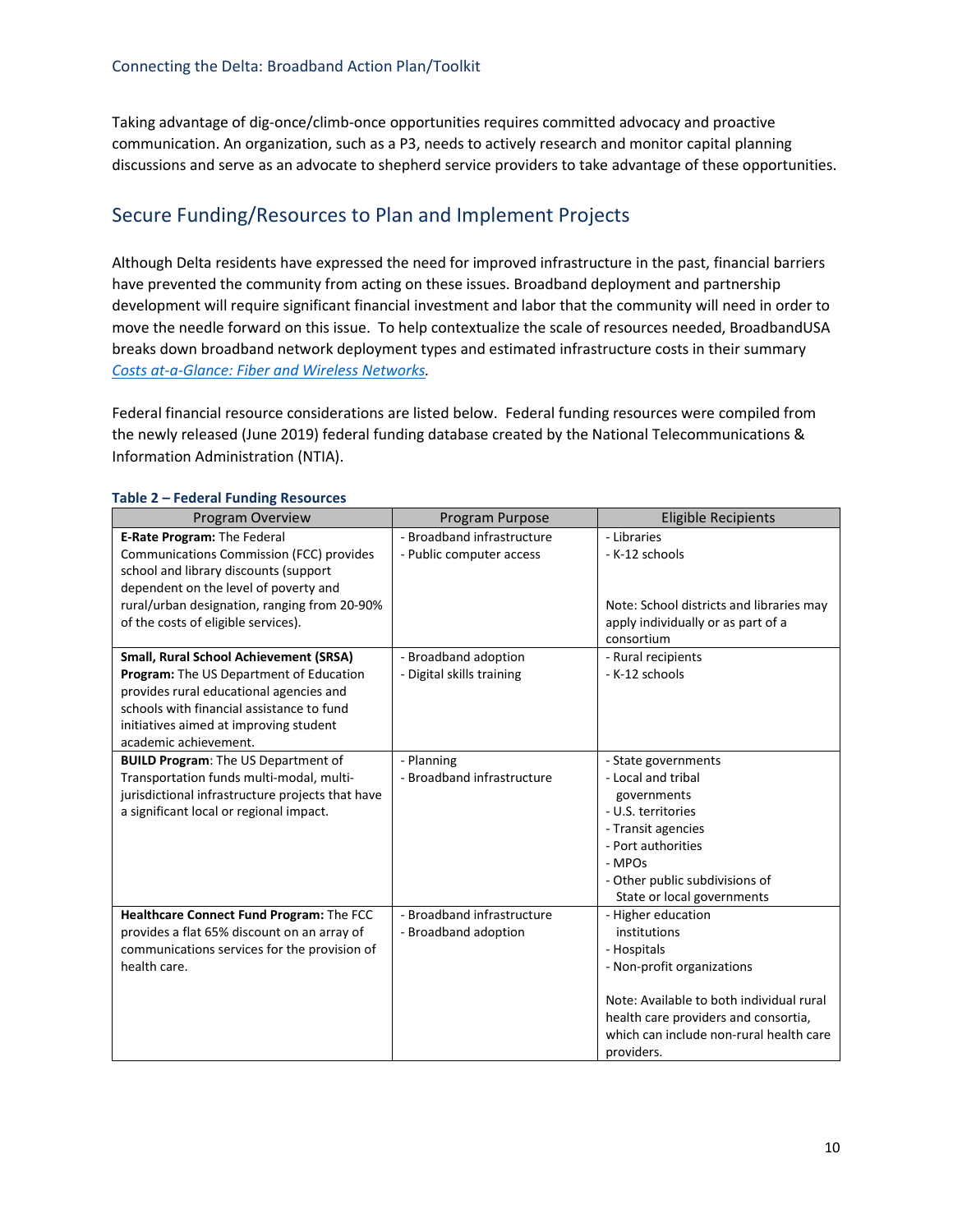Taking advantage of dig-once/climb-once opportunities requires committed advocacy and proactive communication. An organization, such as a P3, needs to actively research and monitor capital planning discussions and serve as an advocate to shepherd service providers to take advantage of these opportunities.

## Secure Funding/Resources to Plan and Implement Projects

Although Delta residents have expressed the need for improved infrastructure in the past, financial barriers have prevented the community from acting on these issues. Broadband deployment and partnership development will require significant financial investment and labor that the community will need in order to move the needle forward on this issue. To help contextualize the scale of resources needed, BroadbandUSA breaks down broadband network deployment types and estimated infrastructure costs in their summary *Costs at-a-Glance: Fiber and Wireless Networks*.

Federal financial resource considerations are listed below. Federal funding resources were compiled from the newly released (June 2019) federal funding database created by the National Telecommunications & Information Administration (NTIA).

**Table 2 – Federal Funding Resources**

| Program Overview | Program Purpose | Eligible Recipients |
|---|---|---|
| **E-Rate Program:** The Federal Communications Commission (FCC) provides school and library discounts (support dependent on the level of poverty and rural/urban designation, ranging from 20-90% of the costs of eligible services). | - Broadband infrastructure<br>- Public computer access | - Libraries<br>- K-12 schools<br><br>Note: School districts and libraries may apply individually or as part of a consortium |
| **Small, Rural School Achievement (SRSA) Program:** The US Department of Education provides rural educational agencies and schools with financial assistance to fund initiatives aimed at improving student academic achievement. | - Broadband adoption<br>- Digital skills training | - Rural recipients<br>- K-12 schools |
| **BUILD Program**: The US Department of Transportation funds multi-modal, multi-jurisdictional infrastructure projects that have a significant local or regional impact. | - Planning<br>- Broadband infrastructure | - State governments<br>- Local and tribal governments<br>- U.S. territories<br>- Transit agencies<br>- Port authorities<br>- MPOs<br>- Other public subdivisions of State or local governments |
| **Healthcare Connect Fund Program:** The FCC provides a flat 65% discount on an array of communications services for the provision of health care. | - Broadband infrastructure<br>- Broadband adoption | - Higher education institutions<br>- Hospitals<br>- Non-profit organizations<br><br>Note: Available to both individual rural health care providers and consortia, which can include non-rural health care providers. |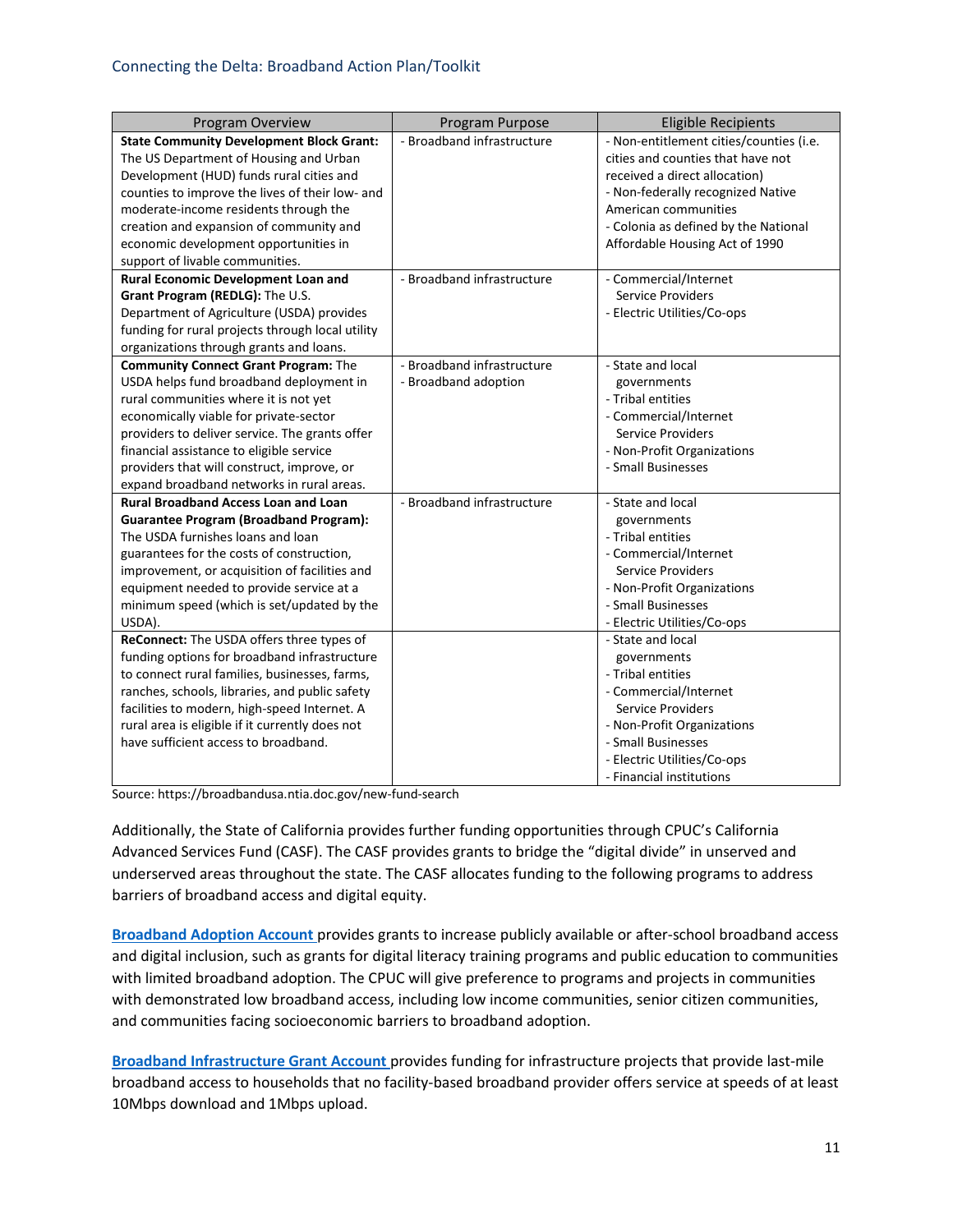| Program Overview | Program Purpose | Eligible Recipients |
|---|---|---|
| **State Community Development Block Grant:** The US Department of Housing and Urban Development (HUD) funds rural cities and counties to improve the lives of their low- and moderate-income residents through the creation and expansion of community and economic development opportunities in support of livable communities. | - Broadband infrastructure | - Non-entitlement cities/counties (i.e. cities and counties that have not received a direct allocation)<br>- Non-federally recognized Native American communities<br>- Colonia as defined by the National Affordable Housing Act of 1990 |
| **Rural Economic Development Loan and Grant Program (REDLG):** The U.S. Department of Agriculture (USDA) provides funding for rural projects through local utility organizations through grants and loans. | - Broadband infrastructure | - Commercial/Internet Service Providers<br>- Electric Utilities/Co-ops |
| **Community Connect Grant Program:** The USDA helps fund broadband deployment in rural communities where it is not yet economically viable for private-sector providers to deliver service. The grants offer financial assistance to eligible service providers that will construct, improve, or expand broadband networks in rural areas. | - Broadband infrastructure<br>- Broadband adoption | - State and local governments<br>- Tribal entities<br>- Commercial/Internet Service Providers<br>- Non-Profit Organizations<br>- Small Businesses |
| **Rural Broadband Access Loan and Loan Guarantee Program (Broadband Program):** The USDA furnishes loans and loan guarantees for the costs of construction, improvement, or acquisition of facilities and equipment needed to provide service at a minimum speed (which is set/updated by the USDA). | - Broadband infrastructure | - State and local governments<br>- Tribal entities<br>- Commercial/Internet Service Providers<br>- Non-Profit Organizations<br>- Small Businesses<br>- Electric Utilities/Co-ops |
| **ReConnect:** The USDA offers three types of funding options for broadband infrastructure to connect rural families, businesses, farms, ranches, schools, libraries, and public safety facilities to modern, high-speed Internet. A rural area is eligible if it currently does not have sufficient access to broadband. | | - State and local governments<br>- Tribal entities<br>- Commercial/Internet Service Providers<br>- Non-Profit Organizations<br>- Small Businesses<br>- Electric Utilities/Co-ops<br>- Financial institutions |

Source: https://broadbandusa.ntia.doc.gov/new-fund-search

Additionally, the State of California provides further funding opportunities through CPUC's California Advanced Services Fund (CASF). The CASF provides grants to bridge the "digital divide" in unserved and underserved areas throughout the state. The CASF allocates funding to the following programs to address barriers of broadband access and digital equity.

**Broadband Adoption Account** provides grants to increase publicly available or after-school broadband access and digital inclusion, such as grants for digital literacy training programs and public education to communities with limited broadband adoption. The CPUC will give preference to programs and projects in communities with demonstrated low broadband access, including low income communities, senior citizen communities, and communities facing socioeconomic barriers to broadband adoption.

**Broadband Infrastructure Grant Account** provides funding for infrastructure projects that provide last-mile broadband access to households that no facility-based broadband provider offers service at speeds of at least 10Mbps download and 1Mbps upload.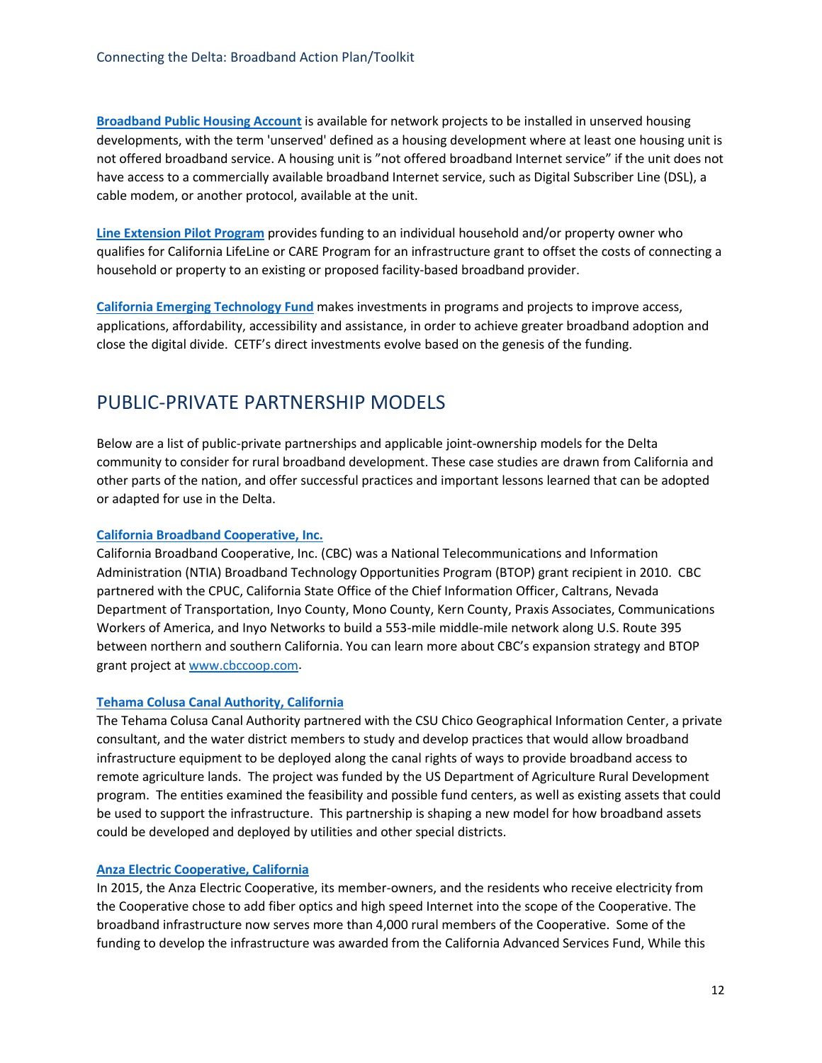**[Broadband Public Housing Account](#)** is available for network projects to be installed in unserved housing developments, with the term 'unserved' defined as a housing development where at least one housing unit is not offered broadband service. A housing unit is "not offered broadband Internet service" if the unit does not have access to a commercially available broadband Internet service, such as Digital Subscriber Line (DSL), a cable modem, or another protocol, available at the unit.

**[Line Extension Pilot Program](#)** provides funding to an individual household and/or property owner who qualifies for California LifeLine or CARE Program for an infrastructure grant to offset the costs of connecting a household or property to an existing or proposed facility-based broadband provider.

**[California Emerging Technology Fund](#)** makes investments in programs and projects to improve access, applications, affordability, accessibility and assistance, in order to achieve greater broadband adoption and close the digital divide. CETF's direct investments evolve based on the genesis of the funding.

## PUBLIC-PRIVATE PARTNERSHIP MODELS

Below are a list of public-private partnerships and applicable joint-ownership models for the Delta community to consider for rural broadband development. These case studies are drawn from California and other parts of the nation, and offer successful practices and important lessons learned that can be adopted or adapted for use in the Delta.

### [California Broadband Cooperative, Inc.](#)

California Broadband Cooperative, Inc. (CBC) was a National Telecommunications and Information Administration (NTIA) Broadband Technology Opportunities Program (BTOP) grant recipient in 2010. CBC partnered with the CPUC, California State Office of the Chief Information Officer, Caltrans, Nevada Department of Transportation, Inyo County, Mono County, Kern County, Praxis Associates, Communications Workers of America, and Inyo Networks to build a 553-mile middle-mile network along U.S. Route 395 between northern and southern California. You can learn more about CBC's expansion strategy and BTOP grant project at [www.cbccoop.com](www.cbccoop.com).

### [Tehama Colusa Canal Authority, California](#)

The Tehama Colusa Canal Authority partnered with the CSU Chico Geographical Information Center, a private consultant, and the water district members to study and develop practices that would allow broadband infrastructure equipment to be deployed along the canal rights of ways to provide broadband access to remote agriculture lands. The project was funded by the US Department of Agriculture Rural Development program. The entities examined the feasibility and possible fund centers, as well as existing assets that could be used to support the infrastructure. This partnership is shaping a new model for how broadband assets could be developed and deployed by utilities and other special districts.

### [Anza Electric Cooperative, California](#)

In 2015, the Anza Electric Cooperative, its member-owners, and the residents who receive electricity from the Cooperative chose to add fiber optics and high speed Internet into the scope of the Cooperative. The broadband infrastructure now serves more than 4,000 rural members of the Cooperative. Some of the funding to develop the infrastructure was awarded from the California Advanced Services Fund, While this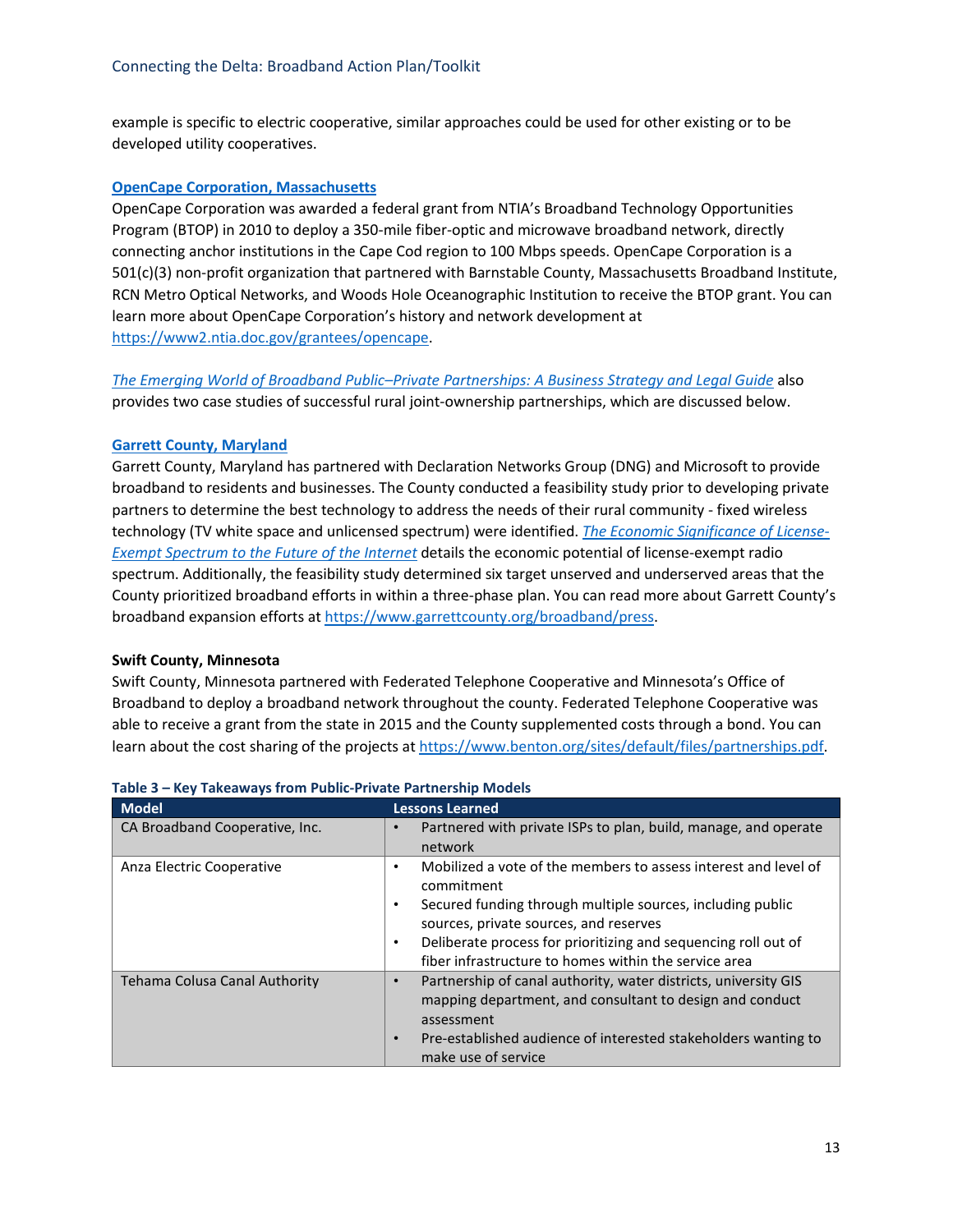example is specific to electric cooperative, similar approaches could be used for other existing or to be developed utility cooperatives.

**[OpenCape Corporation, Massachusetts](https://www2.ntia.doc.gov/grantees/opencape)**

OpenCape Corporation was awarded a federal grant from NTIA's Broadband Technology Opportunities Program (BTOP) in 2010 to deploy a 350-mile fiber-optic and microwave broadband network, directly connecting anchor institutions in the Cape Cod region to 100 Mbps speeds. OpenCape Corporation is a 501(c)(3) non-profit organization that partnered with Barnstable County, Massachusetts Broadband Institute, RCN Metro Optical Networks, and Woods Hole Oceanographic Institution to receive the BTOP grant. You can learn more about OpenCape Corporation's history and network development at https://www2.ntia.doc.gov/grantees/opencape.

*The Emerging World of Broadband Public–Private Partnerships: A Business Strategy and Legal Guide* also provides two case studies of successful rural joint-ownership partnerships, which are discussed below.

**Garrett County, Maryland**

Garrett County, Maryland has partnered with Declaration Networks Group (DNG) and Microsoft to provide broadband to residents and businesses. The County conducted a feasibility study prior to developing private partners to determine the best technology to address the needs of their rural community - fixed wireless technology (TV white space and unlicensed spectrum) were identified. *The Economic Significance of License-Exempt Spectrum to the Future of the Internet* details the economic potential of license-exempt radio spectrum. Additionally, the feasibility study determined six target unserved and underserved areas that the County prioritized broadband efforts in within a three-phase plan. You can read more about Garrett County's broadband expansion efforts at https://www.garrettcounty.org/broadband/press.

**Swift County, Minnesota**

Swift County, Minnesota partnered with Federated Telephone Cooperative and Minnesota's Office of Broadband to deploy a broadband network throughout the county. Federated Telephone Cooperative was able to receive a grant from the state in 2015 and the County supplemented costs through a bond. You can learn about the cost sharing of the projects at https://www.benton.org/sites/default/files/partnerships.pdf.

**Table 3 – Key Takeaways from Public-Private Partnership Models**

| Model | Lessons Learned |
|---|---|
| CA Broadband Cooperative, Inc. | • Partnered with private ISPs to plan, build, manage, and operate network |
| Anza Electric Cooperative | • Mobilized a vote of the members to assess interest and level of commitment<br>• Secured funding through multiple sources, including public sources, private sources, and reserves<br>• Deliberate process for prioritizing and sequencing roll out of fiber infrastructure to homes within the service area |
| Tehama Colusa Canal Authority | • Partnership of canal authority, water districts, university GIS mapping department, and consultant to design and conduct assessment<br>• Pre-established audience of interested stakeholders wanting to make use of service |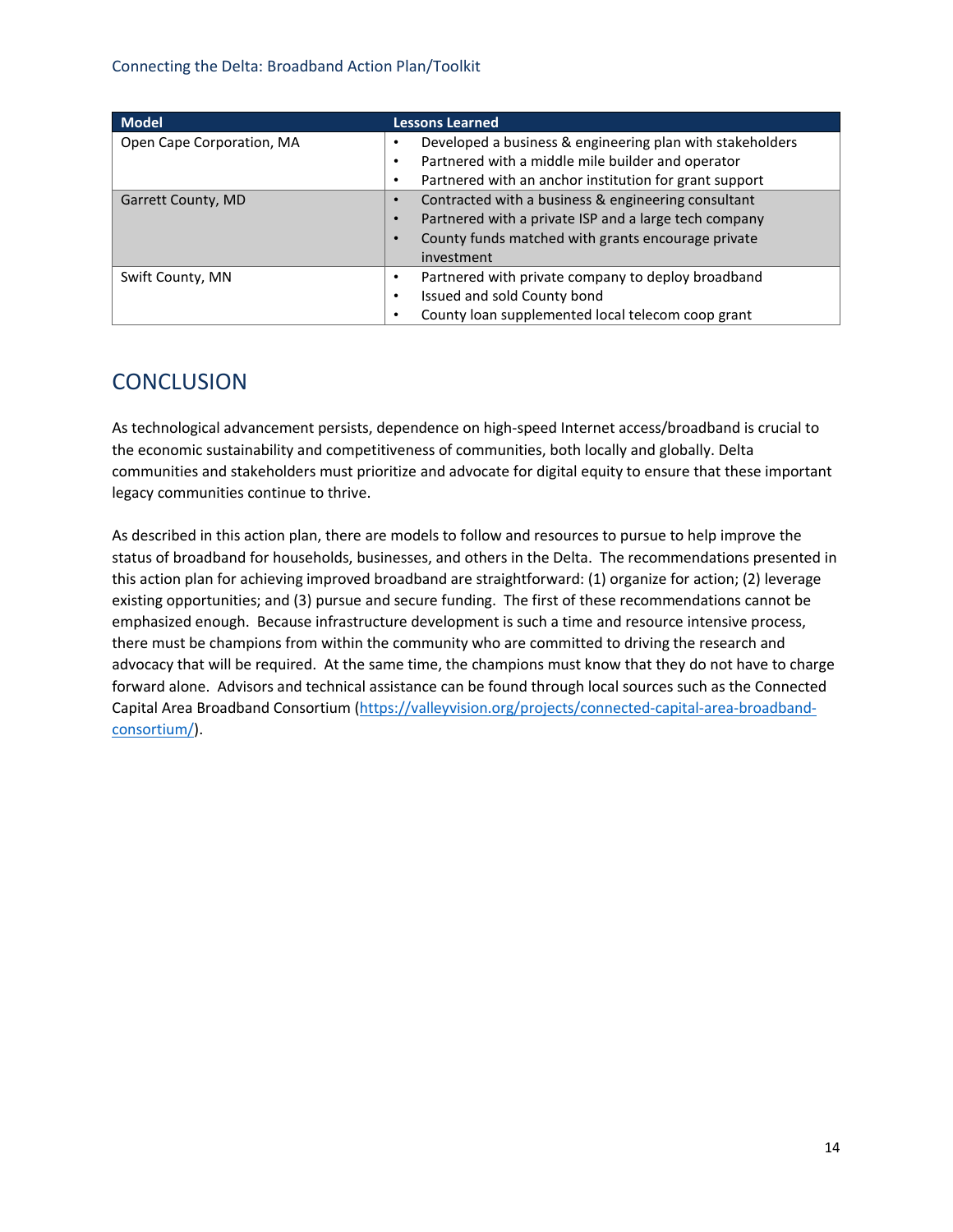| Model | Lessons Learned |
| --- | --- |
| Open Cape Corporation, MA | • Developed a business & engineering plan with stakeholders<br>• Partnered with a middle mile builder and operator<br>• Partnered with an anchor institution for grant support |
| Garrett County, MD | • Contracted with a business & engineering consultant<br>• Partnered with a private ISP and a large tech company<br>• County funds matched with grants encourage private investment |
| Swift County, MN | • Partnered with private company to deploy broadband<br>• Issued and sold County bond<br>• County loan supplemented local telecom coop grant |

## CONCLUSION

As technological advancement persists, dependence on high-speed Internet access/broadband is crucial to the economic sustainability and competitiveness of communities, both locally and globally. Delta communities and stakeholders must prioritize and advocate for digital equity to ensure that these important legacy communities continue to thrive.

As described in this action plan, there are models to follow and resources to pursue to help improve the status of broadband for households, businesses, and others in the Delta. The recommendations presented in this action plan for achieving improved broadband are straightforward: (1) organize for action; (2) leverage existing opportunities; and (3) pursue and secure funding. The first of these recommendations cannot be emphasized enough. Because infrastructure development is such a time and resource intensive process, there must be champions from within the community who are committed to driving the research and advocacy that will be required. At the same time, the champions must know that they do not have to charge forward alone. Advisors and technical assistance can be found through local sources such as the Connected Capital Area Broadband Consortium (https://valleyvision.org/projects/connected-capital-area-broadband-consortium/).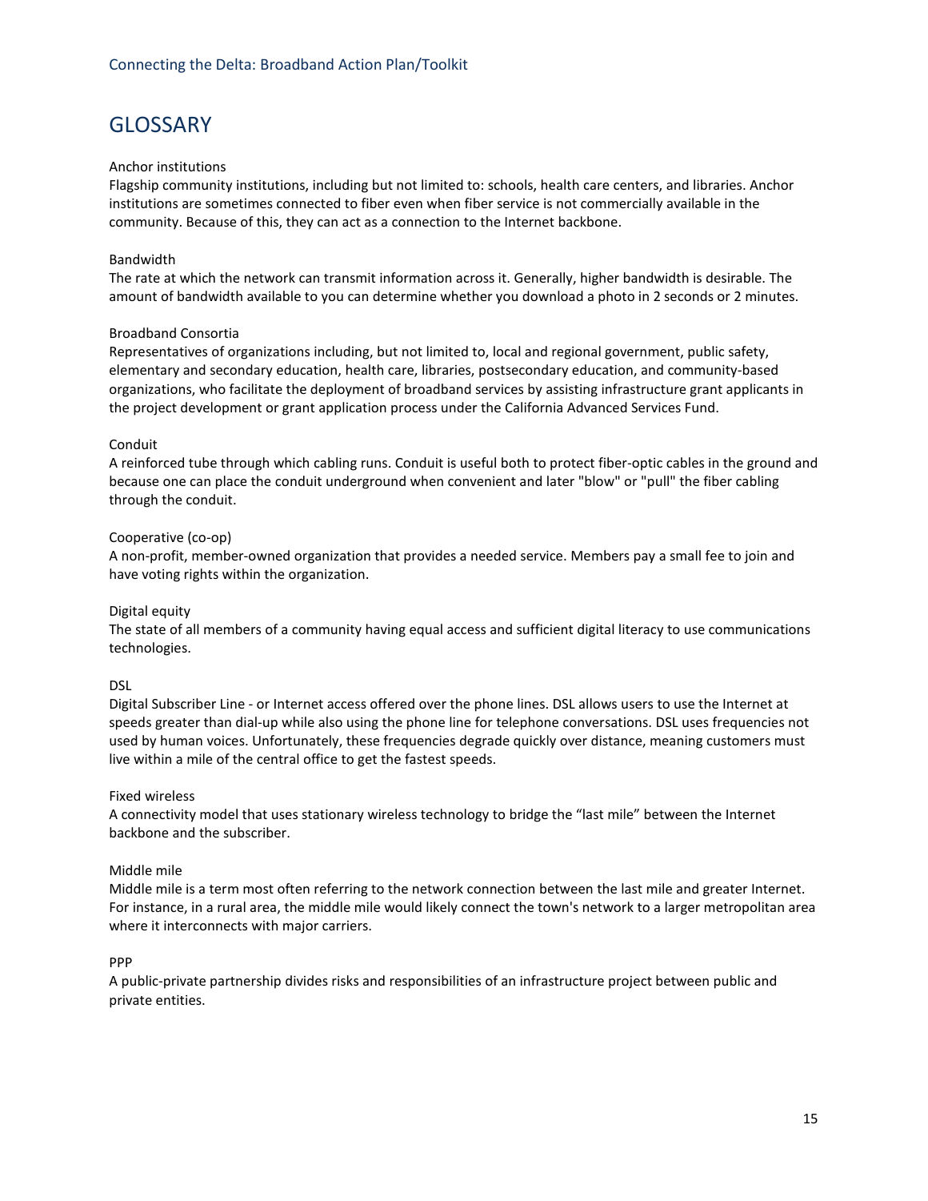# GLOSSARY

Anchor institutions
Flagship community institutions, including but not limited to: schools, health care centers, and libraries. Anchor institutions are sometimes connected to fiber even when fiber service is not commercially available in the community. Because of this, they can act as a connection to the Internet backbone.

Bandwidth
The rate at which the network can transmit information across it. Generally, higher bandwidth is desirable. The amount of bandwidth available to you can determine whether you download a photo in 2 seconds or 2 minutes.

Broadband Consortia
Representatives of organizations including, but not limited to, local and regional government, public safety, elementary and secondary education, health care, libraries, postsecondary education, and community-based organizations, who facilitate the deployment of broadband services by assisting infrastructure grant applicants in the project development or grant application process under the California Advanced Services Fund.

Conduit
A reinforced tube through which cabling runs. Conduit is useful both to protect fiber-optic cables in the ground and because one can place the conduit underground when convenient and later "blow" or "pull" the fiber cabling through the conduit.

Cooperative (co-op)
A non-profit, member-owned organization that provides a needed service. Members pay a small fee to join and have voting rights within the organization.

Digital equity
The state of all members of a community having equal access and sufficient digital literacy to use communications technologies.

DSL
Digital Subscriber Line - or Internet access offered over the phone lines. DSL allows users to use the Internet at speeds greater than dial-up while also using the phone line for telephone conversations. DSL uses frequencies not used by human voices. Unfortunately, these frequencies degrade quickly over distance, meaning customers must live within a mile of the central office to get the fastest speeds.

Fixed wireless
A connectivity model that uses stationary wireless technology to bridge the "last mile" between the Internet backbone and the subscriber.

Middle mile
Middle mile is a term most often referring to the network connection between the last mile and greater Internet. For instance, in a rural area, the middle mile would likely connect the town's network to a larger metropolitan area where it interconnects with major carriers.

PPP
A public-private partnership divides risks and responsibilities of an infrastructure project between public and private entities.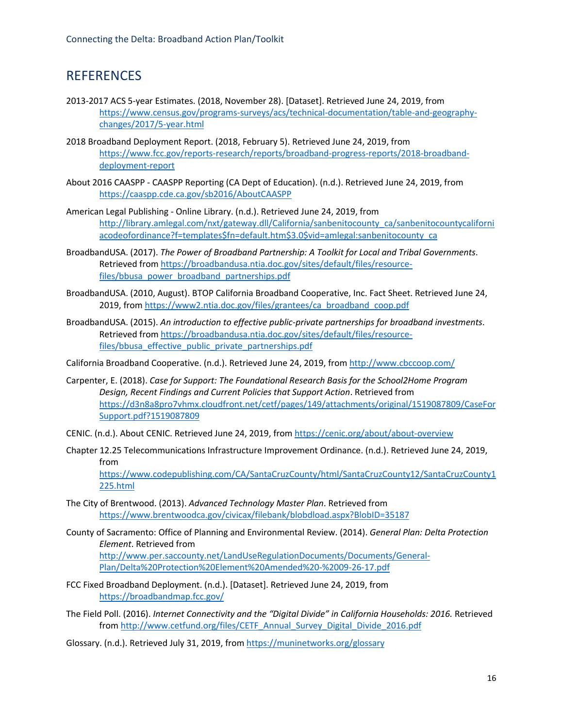## REFERENCES

2013-2017 ACS 5-year Estimates. (2018, November 28). [Dataset]. Retrieved June 24, 2019, from https://www.census.gov/programs-surveys/acs/technical-documentation/table-and-geography-changes/2017/5-year.html

2018 Broadband Deployment Report. (2018, February 5). Retrieved June 24, 2019, from https://www.fcc.gov/reports-research/reports/broadband-progress-reports/2018-broadband-deployment-report

About 2016 CAASPP - CAASPP Reporting (CA Dept of Education). (n.d.). Retrieved June 24, 2019, from https://caaspp.cde.ca.gov/sb2016/AboutCAASPP

American Legal Publishing - Online Library. (n.d.). Retrieved June 24, 2019, from http://library.amlegal.com/nxt/gateway.dll/California/sanbenitocounty_ca/sanbenitocountycaliforniacodeofordinance?f=templates$fn=default.htm$3.0$vid=amlegal:sanbenitocounty_ca

BroadbandUSA. (2017). *The Power of Broadband Partnership: A Toolkit for Local and Tribal Governments*. Retrieved from https://broadbandusa.ntia.doc.gov/sites/default/files/resource-files/bbusa_power_broadband_partnerships.pdf

BroadbandUSA. (2010, August). BTOP California Broadband Cooperative, Inc. Fact Sheet. Retrieved June 24, 2019, from https://www2.ntia.doc.gov/files/grantees/ca_broadband_coop.pdf

BroadbandUSA. (2015). *An introduction to effective public-private partnerships for broadband investments*. Retrieved from https://broadbandusa.ntia.doc.gov/sites/default/files/resource-files/bbusa_effective_public_private_partnerships.pdf

California Broadband Cooperative. (n.d.). Retrieved June 24, 2019, from http://www.cbccoop.com/

Carpenter, E. (2018). *Case for Support: The Foundational Research Basis for the School2Home Program Design, Recent Findings and Current Policies that Support Action*. Retrieved from https://d3n8a8pro7vhmx.cloudfront.net/cetf/pages/149/attachments/original/1519087809/CaseForSupport.pdf?1519087809

CENIC. (n.d.). About CENIC. Retrieved June 24, 2019, from https://cenic.org/about/about-overview

Chapter 12.25 Telecommunications Infrastructure Improvement Ordinance. (n.d.). Retrieved June 24, 2019, from https://www.codepublishing.com/CA/SantaCruzCounty/html/SantaCruzCounty12/SantaCruzCounty1225.html

The City of Brentwood. (2013). *Advanced Technology Master Plan*. Retrieved from https://www.brentwoodca.gov/civicax/filebank/blobdload.aspx?BlobID=35187

County of Sacramento: Office of Planning and Environmental Review. (2014). *General Plan: Delta Protection Element*. Retrieved from http://www.per.saccounty.net/LandUseRegulationDocuments/Documents/General-Plan/Delta%20Protection%20Element%20Amended%20-%2009-26-17.pdf

FCC Fixed Broadband Deployment. (n.d.). [Dataset]. Retrieved June 24, 2019, from https://broadbandmap.fcc.gov/

The Field Poll. (2016). *Internet Connectivity and the "Digital Divide" in California Households: 2016.* Retrieved from http://www.cetfund.org/files/CETF_Annual_Survey_Digital_Divide_2016.pdf

Glossary. (n.d.). Retrieved July 31, 2019, from https://muninetworks.org/glossary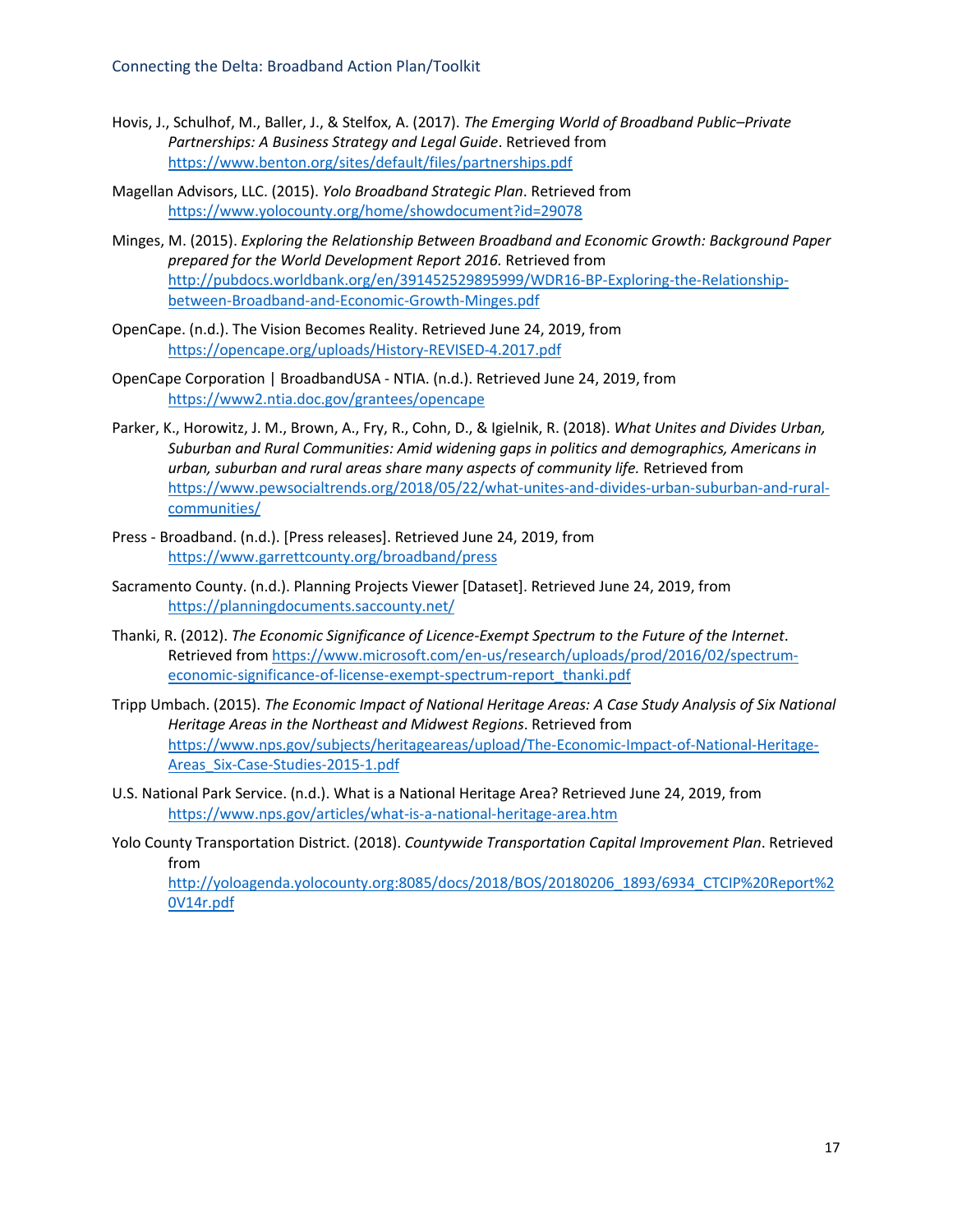Hovis, J., Schulhof, M., Baller, J., & Stelfox, A. (2017). *The Emerging World of Broadband Public–Private Partnerships: A Business Strategy and Legal Guide*. Retrieved from https://www.benton.org/sites/default/files/partnerships.pdf

Magellan Advisors, LLC. (2015). *Yolo Broadband Strategic Plan*. Retrieved from https://www.yolocounty.org/home/showdocument?id=29078

Minges, M. (2015). *Exploring the Relationship Between Broadband and Economic Growth: Background Paper prepared for the World Development Report 2016.* Retrieved from http://pubdocs.worldbank.org/en/391452529895999/WDR16-BP-Exploring-the-Relationship-between-Broadband-and-Economic-Growth-Minges.pdf

OpenCape. (n.d.). The Vision Becomes Reality. Retrieved June 24, 2019, from https://opencape.org/uploads/History-REVISED-4.2017.pdf

OpenCape Corporation | BroadbandUSA - NTIA. (n.d.). Retrieved June 24, 2019, from https://www2.ntia.doc.gov/grantees/opencape

Parker, K., Horowitz, J. M., Brown, A., Fry, R., Cohn, D., & Igielnik, R. (2018). *What Unites and Divides Urban, Suburban and Rural Communities: Amid widening gaps in politics and demographics, Americans in urban, suburban and rural areas share many aspects of community life.* Retrieved from https://www.pewsocialtrends.org/2018/05/22/what-unites-and-divides-urban-suburban-and-rural-communities/

Press - Broadband. (n.d.). [Press releases]. Retrieved June 24, 2019, from https://www.garrettcounty.org/broadband/press

Sacramento County. (n.d.). Planning Projects Viewer [Dataset]. Retrieved June 24, 2019, from https://planningdocuments.saccounty.net/

Thanki, R. (2012). *The Economic Significance of Licence-Exempt Spectrum to the Future of the Internet*. Retrieved from https://www.microsoft.com/en-us/research/uploads/prod/2016/02/spectrum-economic-significance-of-license-exempt-spectrum-report_thanki.pdf

Tripp Umbach. (2015). *The Economic Impact of National Heritage Areas: A Case Study Analysis of Six National Heritage Areas in the Northeast and Midwest Regions*. Retrieved from https://www.nps.gov/subjects/heritageareas/upload/The-Economic-Impact-of-National-Heritage-Areas_Six-Case-Studies-2015-1.pdf

U.S. National Park Service. (n.d.). What is a National Heritage Area? Retrieved June 24, 2019, from https://www.nps.gov/articles/what-is-a-national-heritage-area.htm

Yolo County Transportation District. (2018). *Countywide Transportation Capital Improvement Plan*. Retrieved from http://yoloagenda.yolocounty.org:8085/docs/2018/BOS/20180206_1893/6934_CTCIP%20Report%20V14r.pdf